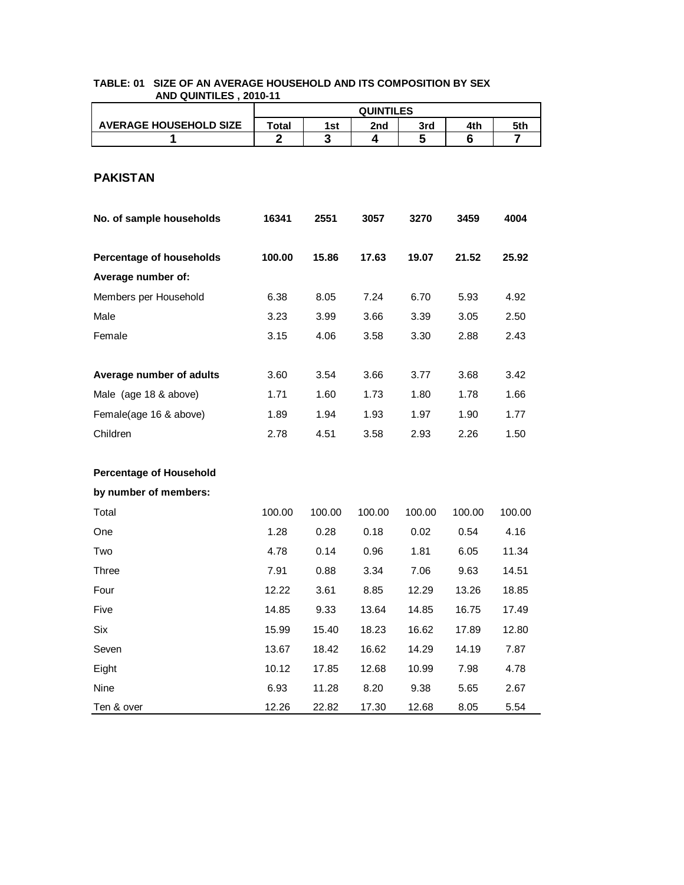**TABLE: 01 SIZE OF AN AVERAGE HOUSEHOLD AND ITS COMPOSITION BY SEX AND QUINTILES , 2010-11**

| AVERAGE HOUSEHOLD SIZE | QUINTILES | | | | | |
|---|---|---|---|---|---|---|
| | Total | 1st | 2nd | 3rd | 4th | 5th |
| 1 | 2 | 3 | 4 | 5 | 6 | 7 |
| **PAKISTAN** | | | | | | |
| **No. of sample households** | **16341** | **2551** | **3057** | **3270** | **3459** | **4004** |
| **Percentage of households** | **100.00** | **15.86** | **17.63** | **19.07** | **21.52** | **25.92** |
| **Average number of:** | | | | | | |
| Members per Household | 6.38 | 8.05 | 7.24 | 6.70 | 5.93 | 4.92 |
| Male | 3.23 | 3.99 | 3.66 | 3.39 | 3.05 | 2.50 |
| Female | 3.15 | 4.06 | 3.58 | 3.30 | 2.88 | 2.43 |
| **Average number of adults** | 3.60 | 3.54 | 3.66 | 3.77 | 3.68 | 3.42 |
| Male (age 18 & above) | 1.71 | 1.60 | 1.73 | 1.80 | 1.78 | 1.66 |
| Female(age 16 & above) | 1.89 | 1.94 | 1.93 | 1.97 | 1.90 | 1.77 |
| Children | 2.78 | 4.51 | 3.58 | 2.93 | 2.26 | 1.50 |
| **Percentage of Household by number of members:** | | | | | | |
| Total | 100.00 | 100.00 | 100.00 | 100.00 | 100.00 | 100.00 |
| One | 1.28 | 0.28 | 0.18 | 0.02 | 0.54 | 4.16 |
| Two | 4.78 | 0.14 | 0.96 | 1.81 | 6.05 | 11.34 |
| Three | 7.91 | 0.88 | 3.34 | 7.06 | 9.63 | 14.51 |
| Four | 12.22 | 3.61 | 8.85 | 12.29 | 13.26 | 18.85 |
| Five | 14.85 | 9.33 | 13.64 | 14.85 | 16.75 | 17.49 |
| Six | 15.99 | 15.40 | 18.23 | 16.62 | 17.89 | 12.80 |
| Seven | 13.67 | 18.42 | 16.62 | 14.29 | 14.19 | 7.87 |
| Eight | 10.12 | 17.85 | 12.68 | 10.99 | 7.98 | 4.78 |
| Nine | 6.93 | 11.28 | 8.20 | 9.38 | 5.65 | 2.67 |
| Ten & over | 12.26 | 22.82 | 17.30 | 12.68 | 8.05 | 5.54 |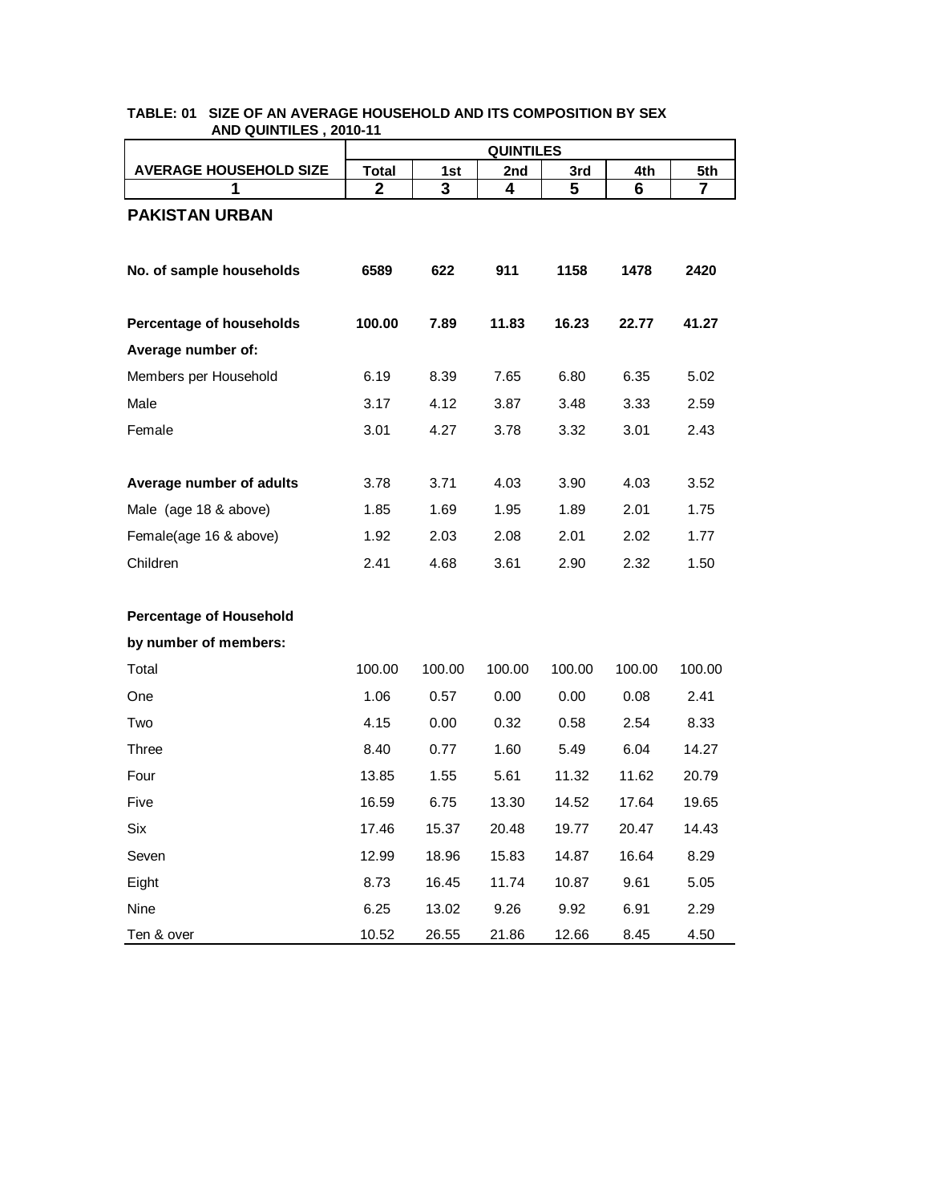**TABLE: 01 SIZE OF AN AVERAGE HOUSEHOLD AND ITS COMPOSITION BY SEX AND QUINTILES , 2010-11**

| AVERAGE HOUSEHOLD SIZE | QUINTILES | | | | | |
|---|---|---|---|---|---|---|
| | Total | 1st | 2nd | 3rd | 4th | 5th |
| 1 | 2 | 3 | 4 | 5 | 6 | 7 |
| **PAKISTAN URBAN** | | | | | | |
| **No. of sample households** | **6589** | **622** | **911** | **1158** | **1478** | **2420** |
| **Percentage of households** | **100.00** | **7.89** | **11.83** | **16.23** | **22.77** | **41.27** |
| **Average number of:** | | | | | | |
| Members per Household | 6.19 | 8.39 | 7.65 | 6.80 | 6.35 | 5.02 |
| Male | 3.17 | 4.12 | 3.87 | 3.48 | 3.33 | 2.59 |
| Female | 3.01 | 4.27 | 3.78 | 3.32 | 3.01 | 2.43 |
| **Average number of adults** | 3.78 | 3.71 | 4.03 | 3.90 | 4.03 | 3.52 |
| Male (age 18 & above) | 1.85 | 1.69 | 1.95 | 1.89 | 2.01 | 1.75 |
| Female(age 16 & above) | 1.92 | 2.03 | 2.08 | 2.01 | 2.02 | 1.77 |
| Children | 2.41 | 4.68 | 3.61 | 2.90 | 2.32 | 1.50 |
| **Percentage of Household by number of members:** | | | | | | |
| Total | 100.00 | 100.00 | 100.00 | 100.00 | 100.00 | 100.00 |
| One | 1.06 | 0.57 | 0.00 | 0.00 | 0.08 | 2.41 |
| Two | 4.15 | 0.00 | 0.32 | 0.58 | 2.54 | 8.33 |
| Three | 8.40 | 0.77 | 1.60 | 5.49 | 6.04 | 14.27 |
| Four | 13.85 | 1.55 | 5.61 | 11.32 | 11.62 | 20.79 |
| Five | 16.59 | 6.75 | 13.30 | 14.52 | 17.64 | 19.65 |
| Six | 17.46 | 15.37 | 20.48 | 19.77 | 20.47 | 14.43 |
| Seven | 12.99 | 18.96 | 15.83 | 14.87 | 16.64 | 8.29 |
| Eight | 8.73 | 16.45 | 11.74 | 10.87 | 9.61 | 5.05 |
| Nine | 6.25 | 13.02 | 9.26 | 9.92 | 6.91 | 2.29 |
| Ten & over | 10.52 | 26.55 | 21.86 | 12.66 | 8.45 | 4.50 |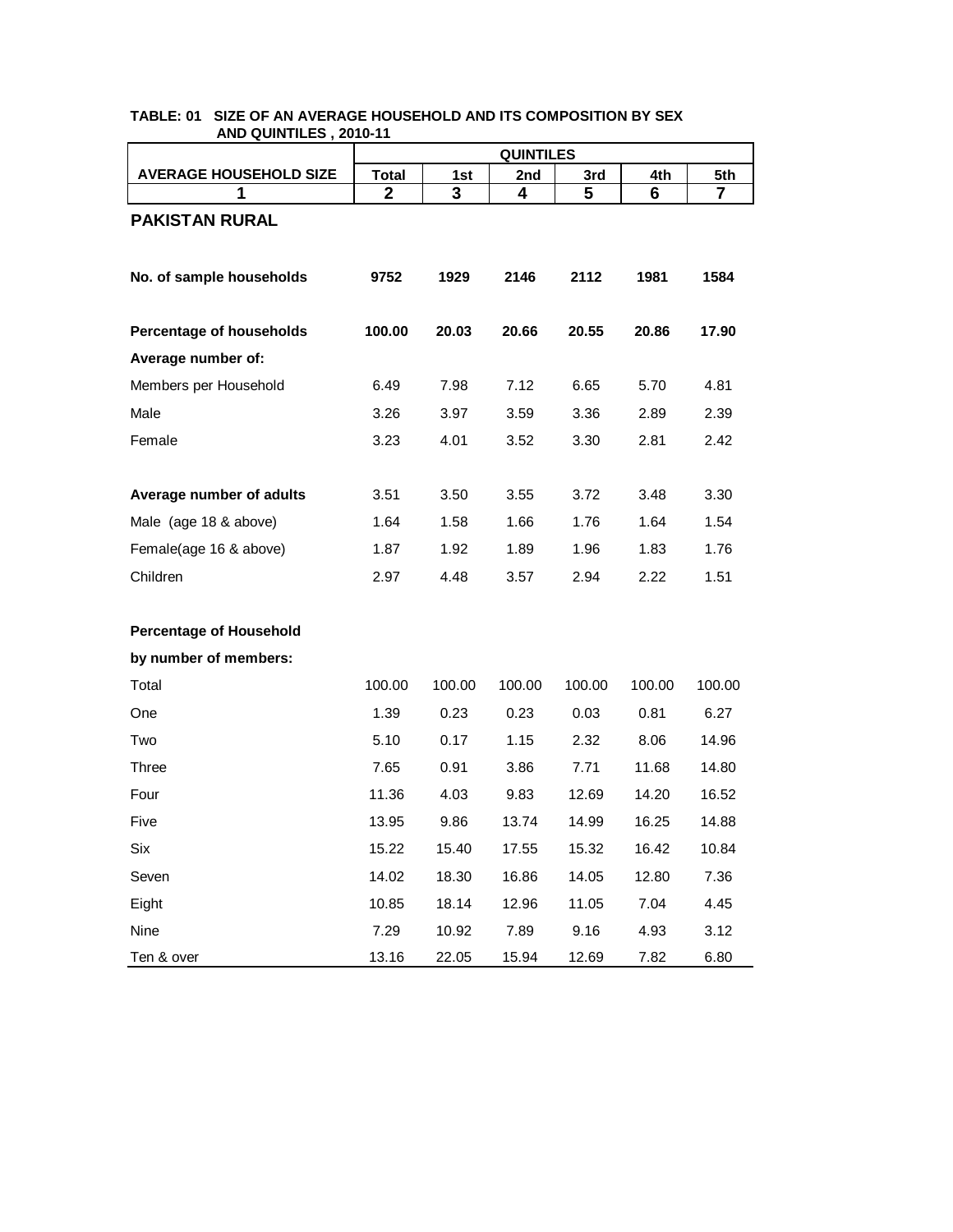**TABLE: 01 SIZE OF AN AVERAGE HOUSEHOLD AND ITS COMPOSITION BY SEX AND QUINTILES , 2010-11**

| AVERAGE HOUSEHOLD SIZE | QUINTILES | | | | | |
|---|---|---|---|---|---|---|
| | Total | 1st | 2nd | 3rd | 4th | 5th |
| 1 | 2 | 3 | 4 | 5 | 6 | 7 |
| **PAKISTAN RURAL** | | | | | | |
| **No. of sample households** | **9752** | **1929** | **2146** | **2112** | **1981** | **1584** |
| **Percentage of households** | **100.00** | **20.03** | **20.66** | **20.55** | **20.86** | **17.90** |
| **Average number of:** | | | | | | |
| Members per Household | 6.49 | 7.98 | 7.12 | 6.65 | 5.70 | 4.81 |
| Male | 3.26 | 3.97 | 3.59 | 3.36 | 2.89 | 2.39 |
| Female | 3.23 | 4.01 | 3.52 | 3.30 | 2.81 | 2.42 |
| **Average number of adults** | 3.51 | 3.50 | 3.55 | 3.72 | 3.48 | 3.30 |
| Male (age 18 & above) | 1.64 | 1.58 | 1.66 | 1.76 | 1.64 | 1.54 |
| Female(age 16 & above) | 1.87 | 1.92 | 1.89 | 1.96 | 1.83 | 1.76 |
| Children | 2.97 | 4.48 | 3.57 | 2.94 | 2.22 | 1.51 |
| **Percentage of Household by number of members:** | | | | | | |
| Total | 100.00 | 100.00 | 100.00 | 100.00 | 100.00 | 100.00 |
| One | 1.39 | 0.23 | 0.23 | 0.03 | 0.81 | 6.27 |
| Two | 5.10 | 0.17 | 1.15 | 2.32 | 8.06 | 14.96 |
| Three | 7.65 | 0.91 | 3.86 | 7.71 | 11.68 | 14.80 |
| Four | 11.36 | 4.03 | 9.83 | 12.69 | 14.20 | 16.52 |
| Five | 13.95 | 9.86 | 13.74 | 14.99 | 16.25 | 14.88 |
| Six | 15.22 | 15.40 | 17.55 | 15.32 | 16.42 | 10.84 |
| Seven | 14.02 | 18.30 | 16.86 | 14.05 | 12.80 | 7.36 |
| Eight | 10.85 | 18.14 | 12.96 | 11.05 | 7.04 | 4.45 |
| Nine | 7.29 | 10.92 | 7.89 | 9.16 | 4.93 | 3.12 |
| Ten & over | 13.16 | 22.05 | 15.94 | 12.69 | 7.82 | 6.80 |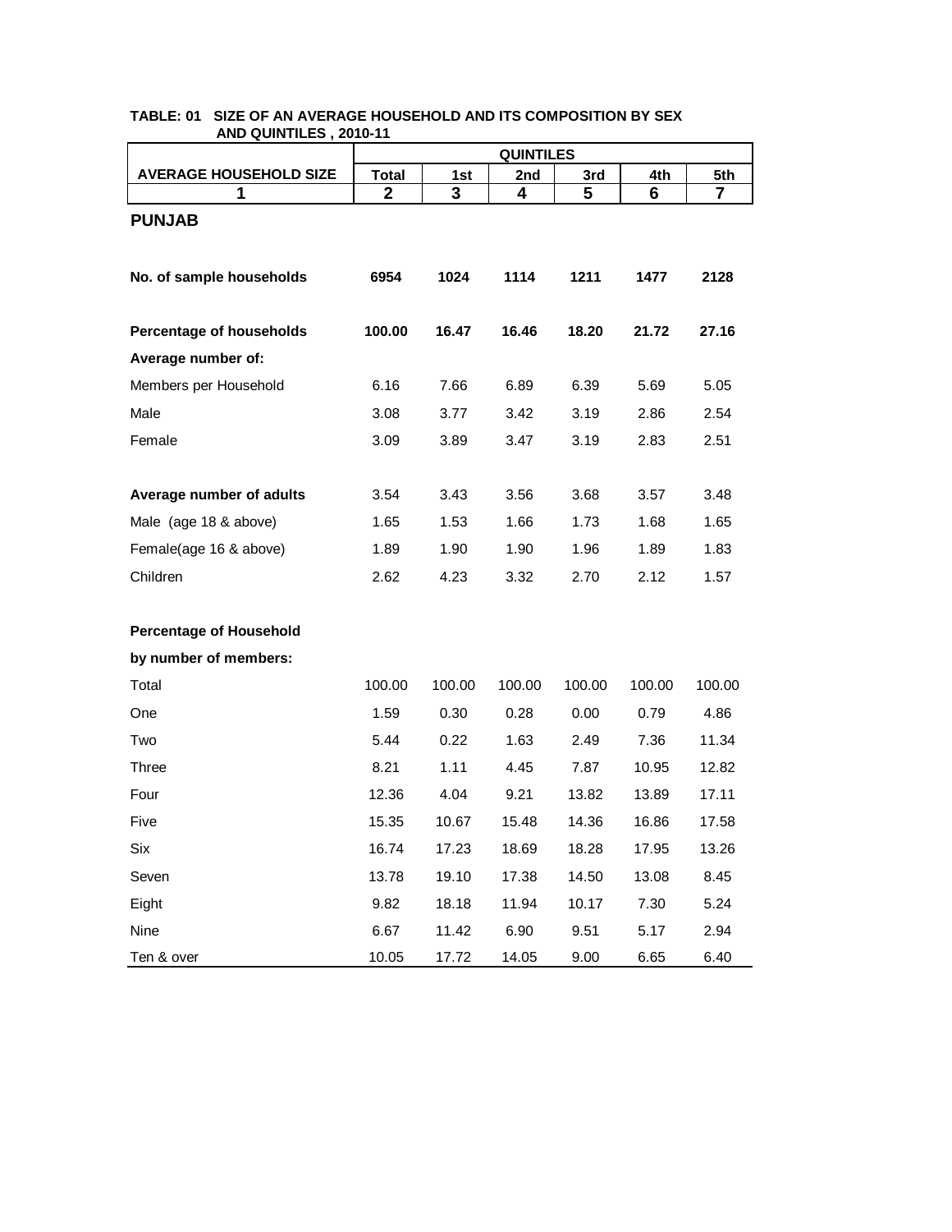**TABLE: 01 SIZE OF AN AVERAGE HOUSEHOLD AND ITS COMPOSITION BY SEX AND QUINTILES , 2010-11**

| AVERAGE HOUSEHOLD SIZE | QUINTILES | | | | | |
|---|---|---|---|---|---|---|
| | Total | 1st | 2nd | 3rd | 4th | 5th |
| 1 | 2 | 3 | 4 | 5 | 6 | 7 |
| **PUNJAB** | | | | | | |
| **No. of sample households** | **6954** | **1024** | **1114** | **1211** | **1477** | **2128** |
| **Percentage of households** | **100.00** | **16.47** | **16.46** | **18.20** | **21.72** | **27.16** |
| **Average number of:** | | | | | | |
| Members per Household | 6.16 | 7.66 | 6.89 | 6.39 | 5.69 | 5.05 |
| Male | 3.08 | 3.77 | 3.42 | 3.19 | 2.86 | 2.54 |
| Female | 3.09 | 3.89 | 3.47 | 3.19 | 2.83 | 2.51 |
| **Average number of adults** | 3.54 | 3.43 | 3.56 | 3.68 | 3.57 | 3.48 |
| Male (age 18 & above) | 1.65 | 1.53 | 1.66 | 1.73 | 1.68 | 1.65 |
| Female(age 16 & above) | 1.89 | 1.90 | 1.90 | 1.96 | 1.89 | 1.83 |
| Children | 2.62 | 4.23 | 3.32 | 2.70 | 2.12 | 1.57 |
| **Percentage of Household by number of members:** | | | | | | |
| Total | 100.00 | 100.00 | 100.00 | 100.00 | 100.00 | 100.00 |
| One | 1.59 | 0.30 | 0.28 | 0.00 | 0.79 | 4.86 |
| Two | 5.44 | 0.22 | 1.63 | 2.49 | 7.36 | 11.34 |
| Three | 8.21 | 1.11 | 4.45 | 7.87 | 10.95 | 12.82 |
| Four | 12.36 | 4.04 | 9.21 | 13.82 | 13.89 | 17.11 |
| Five | 15.35 | 10.67 | 15.48 | 14.36 | 16.86 | 17.58 |
| Six | 16.74 | 17.23 | 18.69 | 18.28 | 17.95 | 13.26 |
| Seven | 13.78 | 19.10 | 17.38 | 14.50 | 13.08 | 8.45 |
| Eight | 9.82 | 18.18 | 11.94 | 10.17 | 7.30 | 5.24 |
| Nine | 6.67 | 11.42 | 6.90 | 9.51 | 5.17 | 2.94 |
| Ten & over | 10.05 | 17.72 | 14.05 | 9.00 | 6.65 | 6.40 |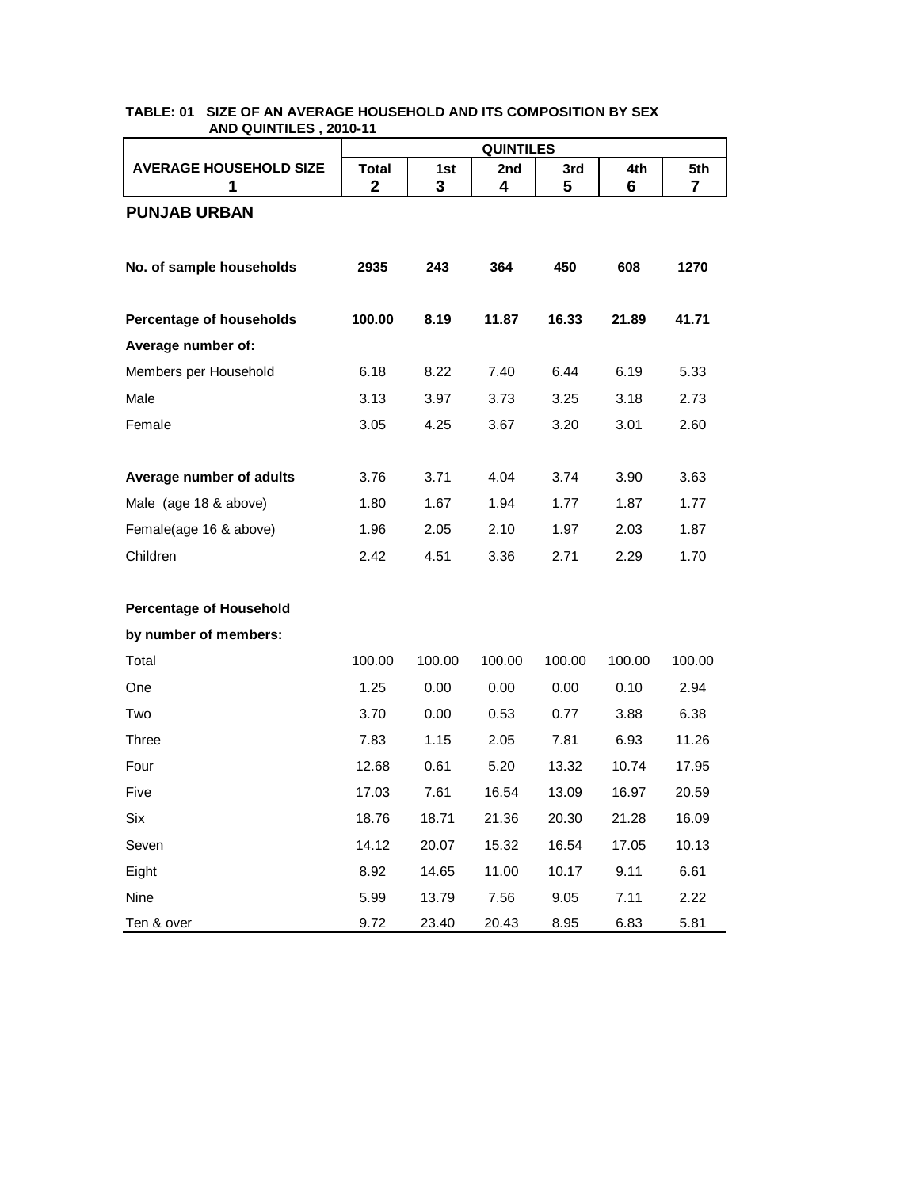**TABLE: 01 SIZE OF AN AVERAGE HOUSEHOLD AND ITS COMPOSITION BY SEX AND QUINTILES , 2010-11**

| AVERAGE HOUSEHOLD SIZE | QUINTILES | | | | | |
|---|---|---|---|---|---|---|
| | Total | 1st | 2nd | 3rd | 4th | 5th |
| 1 | 2 | 3 | 4 | 5 | 6 | 7 |
| **PUNJAB URBAN** | | | | | | |
| **No. of sample households** | **2935** | **243** | **364** | **450** | **608** | **1270** |
| **Percentage of households** | **100.00** | **8.19** | **11.87** | **16.33** | **21.89** | **41.71** |
| **Average number of:** | | | | | | |
| Members per Household | 6.18 | 8.22 | 7.40 | 6.44 | 6.19 | 5.33 |
| Male | 3.13 | 3.97 | 3.73 | 3.25 | 3.18 | 2.73 |
| Female | 3.05 | 4.25 | 3.67 | 3.20 | 3.01 | 2.60 |
| **Average number of adults** | 3.76 | 3.71 | 4.04 | 3.74 | 3.90 | 3.63 |
| Male (age 18 & above) | 1.80 | 1.67 | 1.94 | 1.77 | 1.87 | 1.77 |
| Female(age 16 & above) | 1.96 | 2.05 | 2.10 | 1.97 | 2.03 | 1.87 |
| Children | 2.42 | 4.51 | 3.36 | 2.71 | 2.29 | 1.70 |
| **Percentage of Household by number of members:** | | | | | | |
| Total | 100.00 | 100.00 | 100.00 | 100.00 | 100.00 | 100.00 |
| One | 1.25 | 0.00 | 0.00 | 0.00 | 0.10 | 2.94 |
| Two | 3.70 | 0.00 | 0.53 | 0.77 | 3.88 | 6.38 |
| Three | 7.83 | 1.15 | 2.05 | 7.81 | 6.93 | 11.26 |
| Four | 12.68 | 0.61 | 5.20 | 13.32 | 10.74 | 17.95 |
| Five | 17.03 | 7.61 | 16.54 | 13.09 | 16.97 | 20.59 |
| Six | 18.76 | 18.71 | 21.36 | 20.30 | 21.28 | 16.09 |
| Seven | 14.12 | 20.07 | 15.32 | 16.54 | 17.05 | 10.13 |
| Eight | 8.92 | 14.65 | 11.00 | 10.17 | 9.11 | 6.61 |
| Nine | 5.99 | 13.79 | 7.56 | 9.05 | 7.11 | 2.22 |
| Ten & over | 9.72 | 23.40 | 20.43 | 8.95 | 6.83 | 5.81 |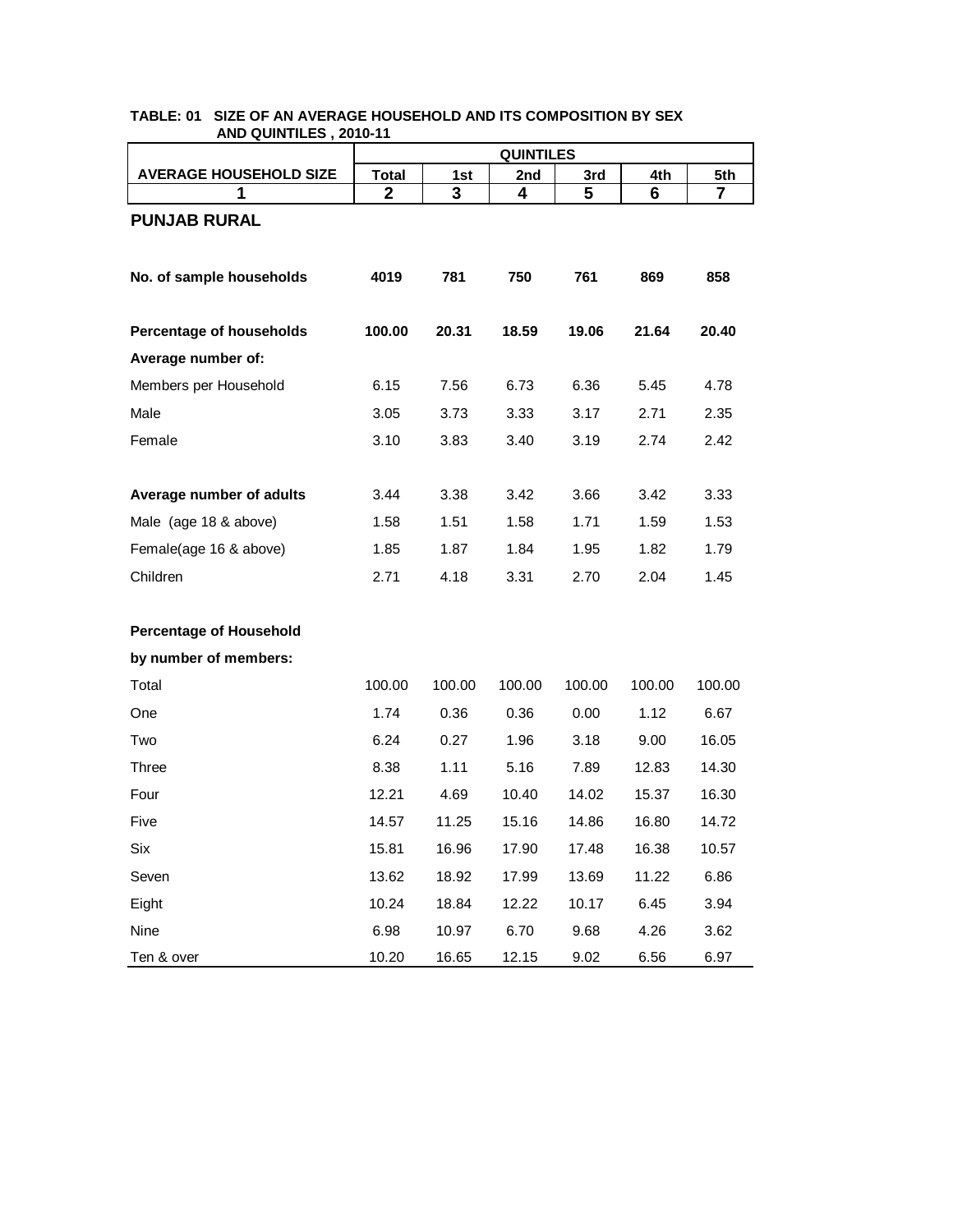**TABLE: 01 SIZE OF AN AVERAGE HOUSEHOLD AND ITS COMPOSITION BY SEX AND QUINTILES , 2010-11**

| AVERAGE HOUSEHOLD SIZE | QUINTILES | | | | | |
|---|---|---|---|---|---|---|
| | Total | 1st | 2nd | 3rd | 4th | 5th |
| 1 | 2 | 3 | 4 | 5 | 6 | 7 |
| **PUNJAB RURAL** | | | | | | |
| **No. of sample households** | **4019** | **781** | **750** | **761** | **869** | **858** |
| **Percentage of households** | **100.00** | **20.31** | **18.59** | **19.06** | **21.64** | **20.40** |
| **Average number of:** | | | | | | |
| Members per Household | 6.15 | 7.56 | 6.73 | 6.36 | 5.45 | 4.78 |
| Male | 3.05 | 3.73 | 3.33 | 3.17 | 2.71 | 2.35 |
| Female | 3.10 | 3.83 | 3.40 | 3.19 | 2.74 | 2.42 |
| **Average number of adults** | 3.44 | 3.38 | 3.42 | 3.66 | 3.42 | 3.33 |
| Male (age 18 & above) | 1.58 | 1.51 | 1.58 | 1.71 | 1.59 | 1.53 |
| Female(age 16 & above) | 1.85 | 1.87 | 1.84 | 1.95 | 1.82 | 1.79 |
| Children | 2.71 | 4.18 | 3.31 | 2.70 | 2.04 | 1.45 |
| **Percentage of Household by number of members:** | | | | | | |
| Total | 100.00 | 100.00 | 100.00 | 100.00 | 100.00 | 100.00 |
| One | 1.74 | 0.36 | 0.36 | 0.00 | 1.12 | 6.67 |
| Two | 6.24 | 0.27 | 1.96 | 3.18 | 9.00 | 16.05 |
| Three | 8.38 | 1.11 | 5.16 | 7.89 | 12.83 | 14.30 |
| Four | 12.21 | 4.69 | 10.40 | 14.02 | 15.37 | 16.30 |
| Five | 14.57 | 11.25 | 15.16 | 14.86 | 16.80 | 14.72 |
| Six | 15.81 | 16.96 | 17.90 | 17.48 | 16.38 | 10.57 |
| Seven | 13.62 | 18.92 | 17.99 | 13.69 | 11.22 | 6.86 |
| Eight | 10.24 | 18.84 | 12.22 | 10.17 | 6.45 | 3.94 |
| Nine | 6.98 | 10.97 | 6.70 | 9.68 | 4.26 | 3.62 |
| Ten & over | 10.20 | 16.65 | 12.15 | 9.02 | 6.56 | 6.97 |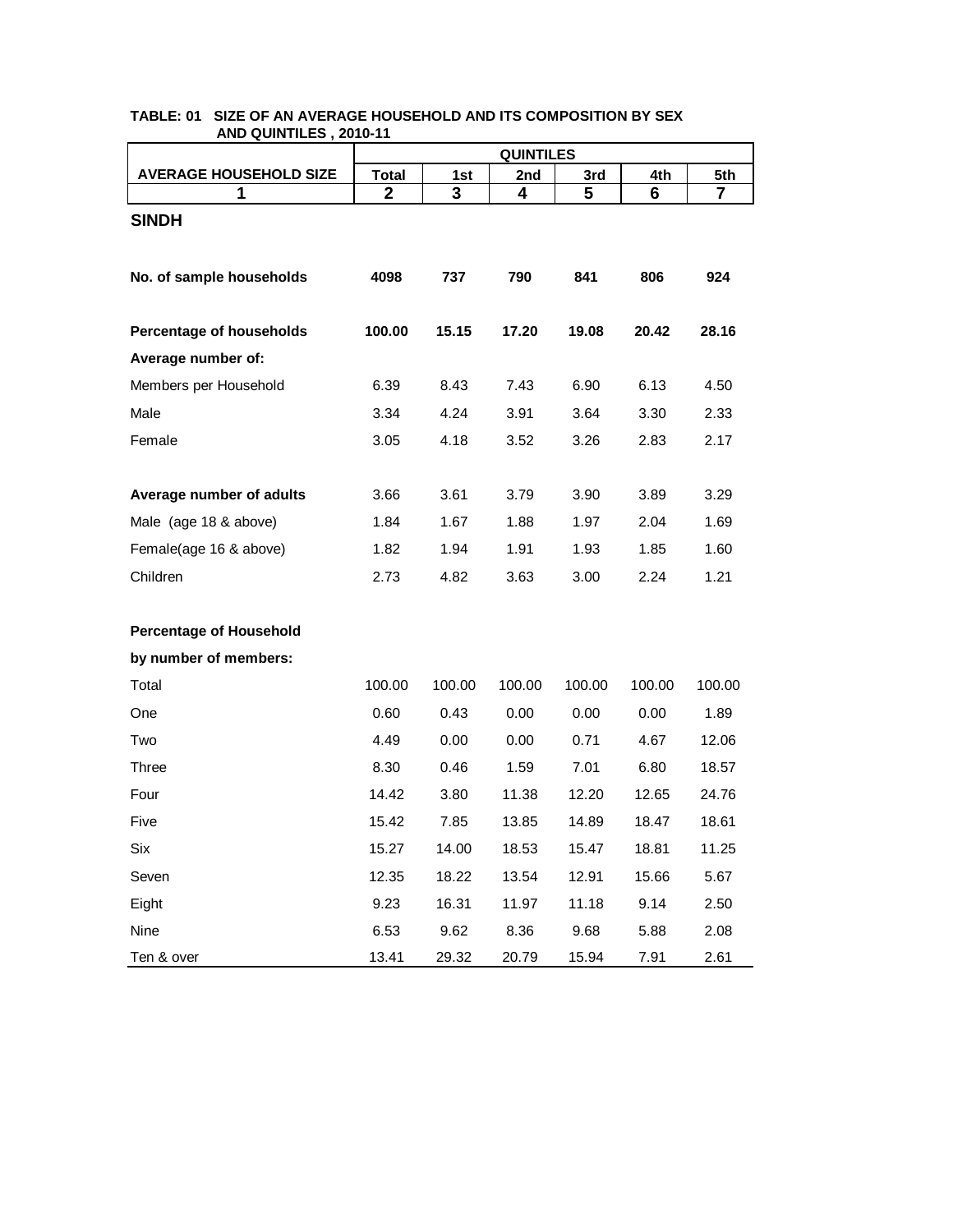**TABLE: 01 SIZE OF AN AVERAGE HOUSEHOLD AND ITS COMPOSITION BY SEX AND QUINTILES , 2010-11**

| AVERAGE HOUSEHOLD SIZE | QUINTILES | | | | | |
|---|---|---|---|---|---|---|
| | Total | 1st | 2nd | 3rd | 4th | 5th |
| 1 | 2 | 3 | 4 | 5 | 6 | 7 |
| **SINDH** | | | | | | |
| **No. of sample households** | **4098** | **737** | **790** | **841** | **806** | **924** |
| **Percentage of households** | **100.00** | **15.15** | **17.20** | **19.08** | **20.42** | **28.16** |
| **Average number of:** | | | | | | |
| Members per Household | 6.39 | 8.43 | 7.43 | 6.90 | 6.13 | 4.50 |
| Male | 3.34 | 4.24 | 3.91 | 3.64 | 3.30 | 2.33 |
| Female | 3.05 | 4.18 | 3.52 | 3.26 | 2.83 | 2.17 |
| **Average number of adults** | 3.66 | 3.61 | 3.79 | 3.90 | 3.89 | 3.29 |
| Male (age 18 & above) | 1.84 | 1.67 | 1.88 | 1.97 | 2.04 | 1.69 |
| Female(age 16 & above) | 1.82 | 1.94 | 1.91 | 1.93 | 1.85 | 1.60 |
| Children | 2.73 | 4.82 | 3.63 | 3.00 | 2.24 | 1.21 |
| **Percentage of Household** | | | | | | |
| **by number of members:** | | | | | | |
| Total | 100.00 | 100.00 | 100.00 | 100.00 | 100.00 | 100.00 |
| One | 0.60 | 0.43 | 0.00 | 0.00 | 0.00 | 1.89 |
| Two | 4.49 | 0.00 | 0.00 | 0.71 | 4.67 | 12.06 |
| Three | 8.30 | 0.46 | 1.59 | 7.01 | 6.80 | 18.57 |
| Four | 14.42 | 3.80 | 11.38 | 12.20 | 12.65 | 24.76 |
| Five | 15.42 | 7.85 | 13.85 | 14.89 | 18.47 | 18.61 |
| Six | 15.27 | 14.00 | 18.53 | 15.47 | 18.81 | 11.25 |
| Seven | 12.35 | 18.22 | 13.54 | 12.91 | 15.66 | 5.67 |
| Eight | 9.23 | 16.31 | 11.97 | 11.18 | 9.14 | 2.50 |
| Nine | 6.53 | 9.62 | 8.36 | 9.68 | 5.88 | 2.08 |
| Ten & over | 13.41 | 29.32 | 20.79 | 15.94 | 7.91 | 2.61 |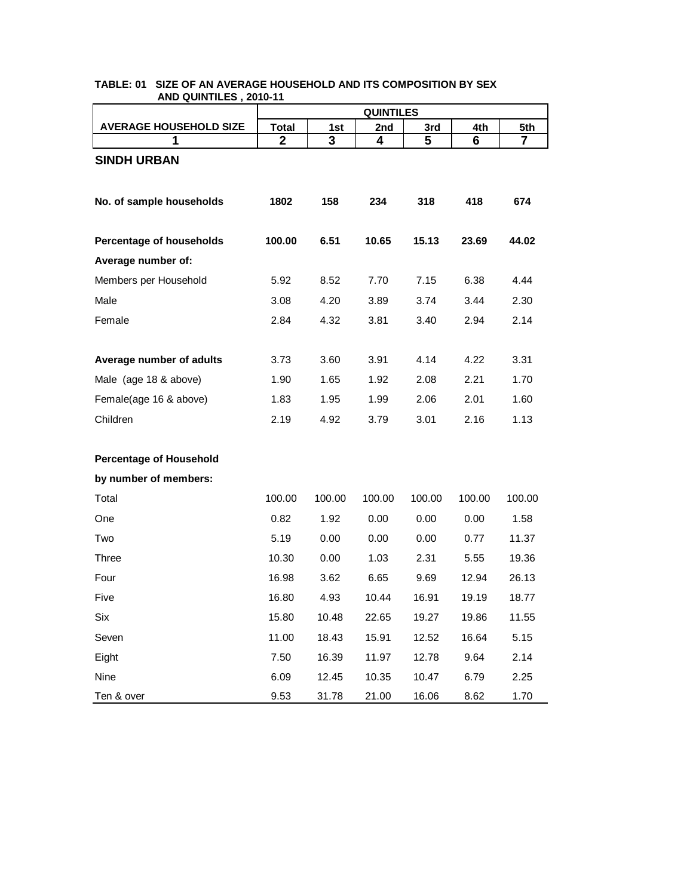**TABLE: 01 SIZE OF AN AVERAGE HOUSEHOLD AND ITS COMPOSITION BY SEX AND QUINTILES , 2010-11**

| AVERAGE HOUSEHOLD SIZE | QUINTILES | | | | | |
|---|---|---|---|---|---|---|
| | Total | 1st | 2nd | 3rd | 4th | 5th |
| 1 | 2 | 3 | 4 | 5 | 6 | 7 |
| **SINDH URBAN** | | | | | | |
| **No. of sample households** | **1802** | **158** | **234** | **318** | **418** | **674** |
| **Percentage of households** | **100.00** | **6.51** | **10.65** | **15.13** | **23.69** | **44.02** |
| **Average number of:** | | | | | | |
| Members per Household | 5.92 | 8.52 | 7.70 | 7.15 | 6.38 | 4.44 |
| Male | 3.08 | 4.20 | 3.89 | 3.74 | 3.44 | 2.30 |
| Female | 2.84 | 4.32 | 3.81 | 3.40 | 2.94 | 2.14 |
| **Average number of adults** | 3.73 | 3.60 | 3.91 | 4.14 | 4.22 | 3.31 |
| Male (age 18 & above) | 1.90 | 1.65 | 1.92 | 2.08 | 2.21 | 1.70 |
| Female(age 16 & above) | 1.83 | 1.95 | 1.99 | 2.06 | 2.01 | 1.60 |
| Children | 2.19 | 4.92 | 3.79 | 3.01 | 2.16 | 1.13 |
| **Percentage of Household by number of members:** | | | | | | |
| Total | 100.00 | 100.00 | 100.00 | 100.00 | 100.00 | 100.00 |
| One | 0.82 | 1.92 | 0.00 | 0.00 | 0.00 | 1.58 |
| Two | 5.19 | 0.00 | 0.00 | 0.00 | 0.77 | 11.37 |
| Three | 10.30 | 0.00 | 1.03 | 2.31 | 5.55 | 19.36 |
| Four | 16.98 | 3.62 | 6.65 | 9.69 | 12.94 | 26.13 |
| Five | 16.80 | 4.93 | 10.44 | 16.91 | 19.19 | 18.77 |
| Six | 15.80 | 10.48 | 22.65 | 19.27 | 19.86 | 11.55 |
| Seven | 11.00 | 18.43 | 15.91 | 12.52 | 16.64 | 5.15 |
| Eight | 7.50 | 16.39 | 11.97 | 12.78 | 9.64 | 2.14 |
| Nine | 6.09 | 12.45 | 10.35 | 10.47 | 6.79 | 2.25 |
| Ten & over | 9.53 | 31.78 | 21.00 | 16.06 | 8.62 | 1.70 |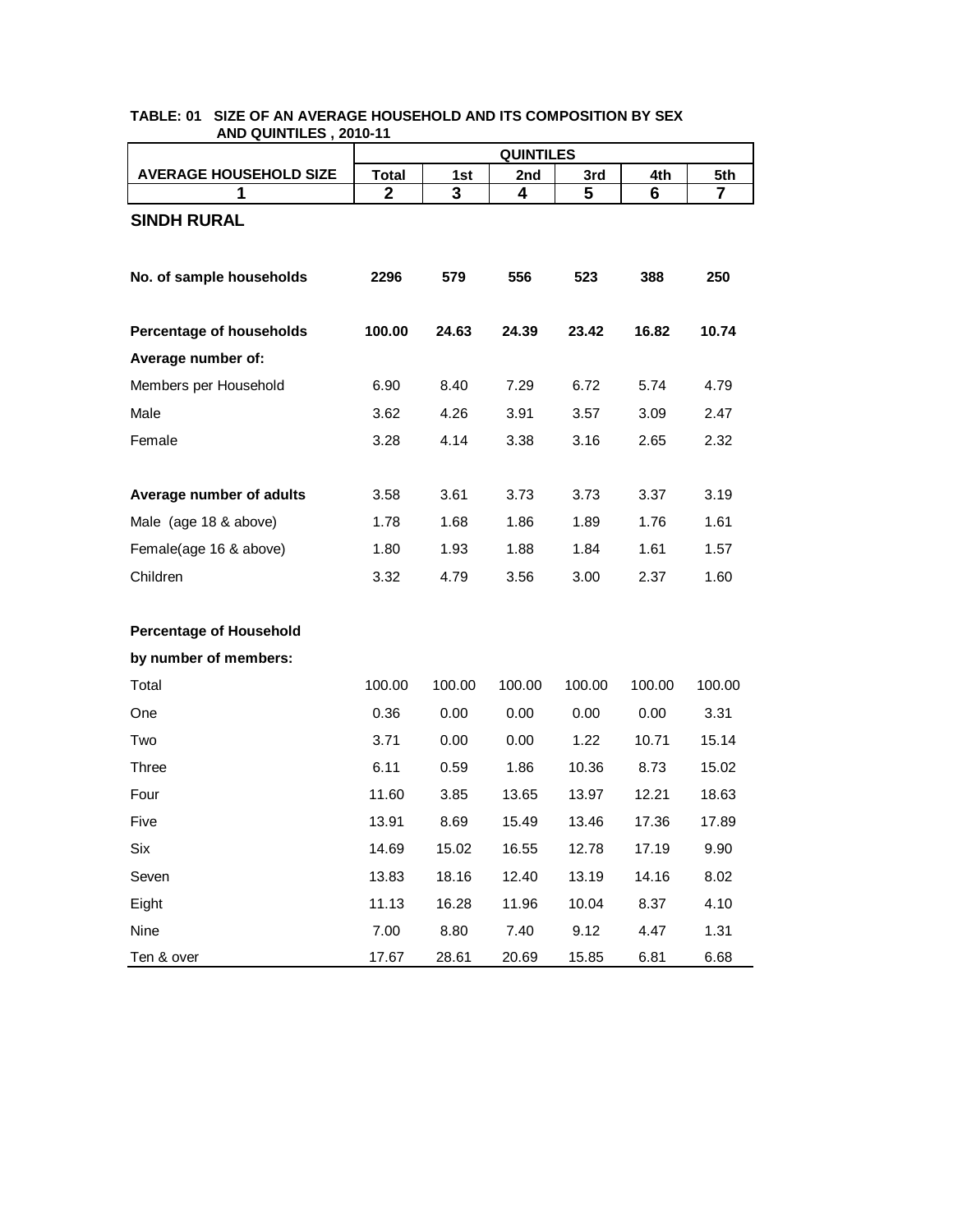**TABLE: 01 SIZE OF AN AVERAGE HOUSEHOLD AND ITS COMPOSITION BY SEX AND QUINTILES , 2010-11**

| AVERAGE HOUSEHOLD SIZE | Total | QUINTILES | | | | |
|---|---|---|---|---|---|---|
| | | 1st | 2nd | 3rd | 4th | 5th |
| 1 | 2 | 3 | 4 | 5 | 6 | 7 |
| **SINDH RURAL** | | | | | | |
| **No. of sample households** | **2296** | **579** | **556** | **523** | **388** | **250** |
| **Percentage of households** | **100.00** | **24.63** | **24.39** | **23.42** | **16.82** | **10.74** |
| **Average number of:** | | | | | | |
| Members per Household | 6.90 | 8.40 | 7.29 | 6.72 | 5.74 | 4.79 |
| Male | 3.62 | 4.26 | 3.91 | 3.57 | 3.09 | 2.47 |
| Female | 3.28 | 4.14 | 3.38 | 3.16 | 2.65 | 2.32 |
| **Average number of adults** | 3.58 | 3.61 | 3.73 | 3.73 | 3.37 | 3.19 |
| Male (age 18 & above) | 1.78 | 1.68 | 1.86 | 1.89 | 1.76 | 1.61 |
| Female(age 16 & above) | 1.80 | 1.93 | 1.88 | 1.84 | 1.61 | 1.57 |
| Children | 3.32 | 4.79 | 3.56 | 3.00 | 2.37 | 1.60 |
| **Percentage of Household by number of members:** | | | | | | |
| Total | 100.00 | 100.00 | 100.00 | 100.00 | 100.00 | 100.00 |
| One | 0.36 | 0.00 | 0.00 | 0.00 | 0.00 | 3.31 |
| Two | 3.71 | 0.00 | 0.00 | 1.22 | 10.71 | 15.14 |
| Three | 6.11 | 0.59 | 1.86 | 10.36 | 8.73 | 15.02 |
| Four | 11.60 | 3.85 | 13.65 | 13.97 | 12.21 | 18.63 |
| Five | 13.91 | 8.69 | 15.49 | 13.46 | 17.36 | 17.89 |
| Six | 14.69 | 15.02 | 16.55 | 12.78 | 17.19 | 9.90 |
| Seven | 13.83 | 18.16 | 12.40 | 13.19 | 14.16 | 8.02 |
| Eight | 11.13 | 16.28 | 11.96 | 10.04 | 8.37 | 4.10 |
| Nine | 7.00 | 8.80 | 7.40 | 9.12 | 4.47 | 1.31 |
| Ten & over | 17.67 | 28.61 | 20.69 | 15.85 | 6.81 | 6.68 |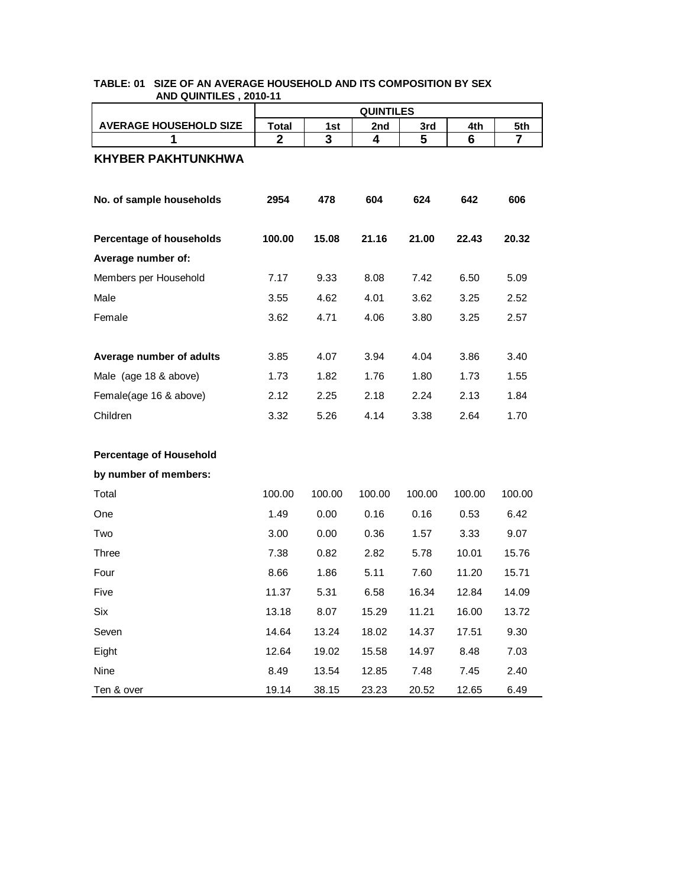**TABLE: 01 SIZE OF AN AVERAGE HOUSEHOLD AND ITS COMPOSITION BY SEX AND QUINTILES , 2010-11**

| | QUINTILES | | | | | |
|---|---|---|---|---|---|---|
| AVERAGE HOUSEHOLD SIZE | Total | 1st | 2nd | 3rd | 4th | 5th |
| 1 | 2 | 3 | 4 | 5 | 6 | 7 |
| **KHYBER PAKHTUNKHWA** | | | | | | |
| **No. of sample households** | **2954** | **478** | **604** | **624** | **642** | **606** |
| **Percentage of households** | **100.00** | **15.08** | **21.16** | **21.00** | **22.43** | **20.32** |
| **Average number of:** | | | | | | |
| Members per Household | 7.17 | 9.33 | 8.08 | 7.42 | 6.50 | 5.09 |
| Male | 3.55 | 4.62 | 4.01 | 3.62 | 3.25 | 2.52 |
| Female | 3.62 | 4.71 | 4.06 | 3.80 | 3.25 | 2.57 |
| **Average number of adults** | 3.85 | 4.07 | 3.94 | 4.04 | 3.86 | 3.40 |
| Male (age 18 & above) | 1.73 | 1.82 | 1.76 | 1.80 | 1.73 | 1.55 |
| Female(age 16 & above) | 2.12 | 2.25 | 2.18 | 2.24 | 2.13 | 1.84 |
| Children | 3.32 | 5.26 | 4.14 | 3.38 | 2.64 | 1.70 |
| **Percentage of Household by number of members:** | | | | | | |
| Total | 100.00 | 100.00 | 100.00 | 100.00 | 100.00 | 100.00 |
| One | 1.49 | 0.00 | 0.16 | 0.16 | 0.53 | 6.42 |
| Two | 3.00 | 0.00 | 0.36 | 1.57 | 3.33 | 9.07 |
| Three | 7.38 | 0.82 | 2.82 | 5.78 | 10.01 | 15.76 |
| Four | 8.66 | 1.86 | 5.11 | 7.60 | 11.20 | 15.71 |
| Five | 11.37 | 5.31 | 6.58 | 16.34 | 12.84 | 14.09 |
| Six | 13.18 | 8.07 | 15.29 | 11.21 | 16.00 | 13.72 |
| Seven | 14.64 | 13.24 | 18.02 | 14.37 | 17.51 | 9.30 |
| Eight | 12.64 | 19.02 | 15.58 | 14.97 | 8.48 | 7.03 |
| Nine | 8.49 | 13.54 | 12.85 | 7.48 | 7.45 | 2.40 |
| Ten & over | 19.14 | 38.15 | 23.23 | 20.52 | 12.65 | 6.49 |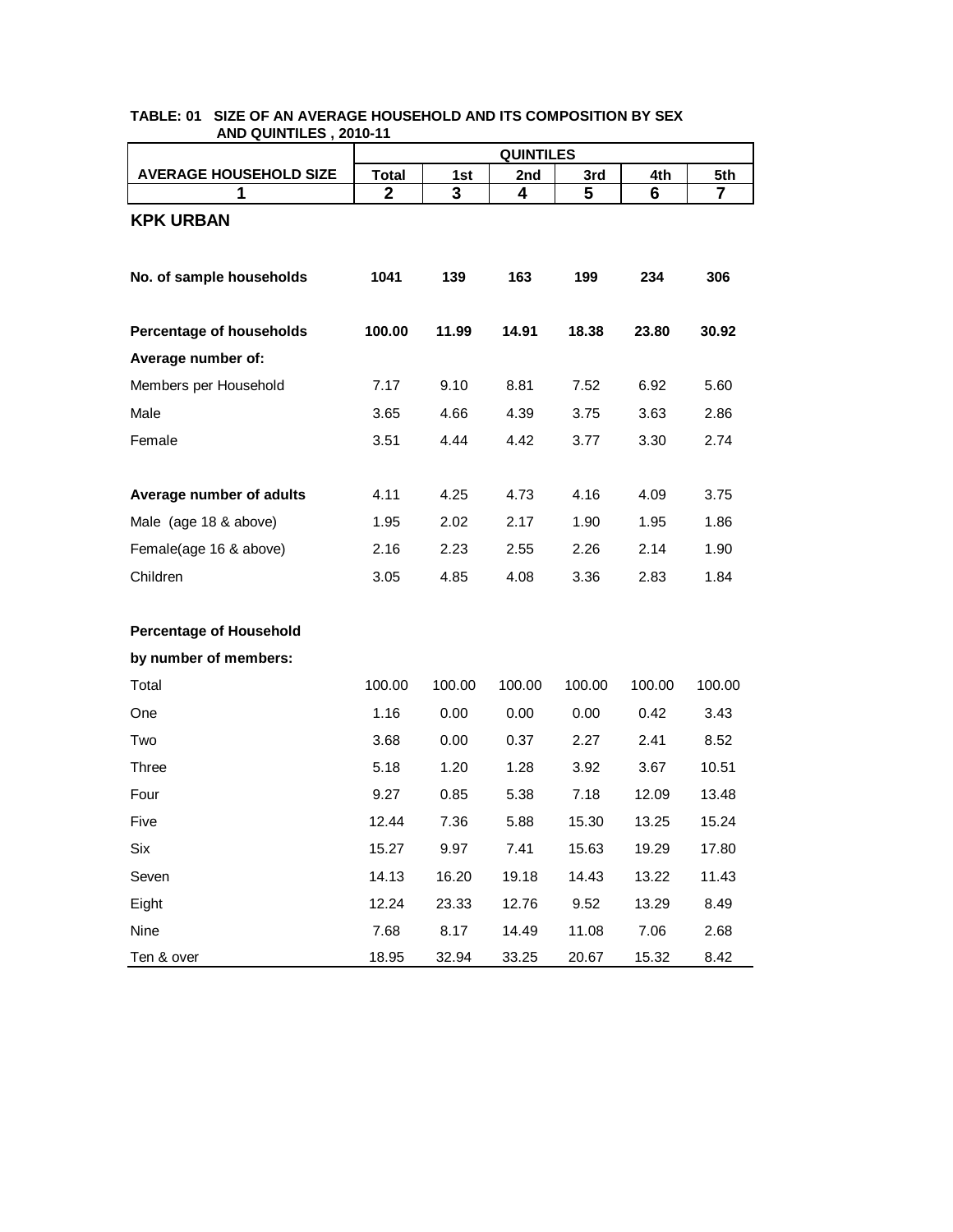**TABLE: 01 SIZE OF AN AVERAGE HOUSEHOLD AND ITS COMPOSITION BY SEX AND QUINTILES , 2010-11**

| AVERAGE HOUSEHOLD SIZE | QUINTILES | | | | | |
|---|---|---|---|---|---|---|
| | Total | 1st | 2nd | 3rd | 4th | 5th |
| 1 | 2 | 3 | 4 | 5 | 6 | 7 |
| **KPK URBAN** | | | | | | |
| **No. of sample households** | **1041** | **139** | **163** | **199** | **234** | **306** |
| **Percentage of households** | **100.00** | **11.99** | **14.91** | **18.38** | **23.80** | **30.92** |
| **Average number of:** | | | | | | |
| Members per Household | 7.17 | 9.10 | 8.81 | 7.52 | 6.92 | 5.60 |
| Male | 3.65 | 4.66 | 4.39 | 3.75 | 3.63 | 2.86 |
| Female | 3.51 | 4.44 | 4.42 | 3.77 | 3.30 | 2.74 |
| **Average number of adults** | 4.11 | 4.25 | 4.73 | 4.16 | 4.09 | 3.75 |
| Male (age 18 & above) | 1.95 | 2.02 | 2.17 | 1.90 | 1.95 | 1.86 |
| Female(age 16 & above) | 2.16 | 2.23 | 2.55 | 2.26 | 2.14 | 1.90 |
| Children | 3.05 | 4.85 | 4.08 | 3.36 | 2.83 | 1.84 |
| **Percentage of Household** | | | | | | |
| **by number of members:** | | | | | | |
| Total | 100.00 | 100.00 | 100.00 | 100.00 | 100.00 | 100.00 |
| One | 1.16 | 0.00 | 0.00 | 0.00 | 0.42 | 3.43 |
| Two | 3.68 | 0.00 | 0.37 | 2.27 | 2.41 | 8.52 |
| Three | 5.18 | 1.20 | 1.28 | 3.92 | 3.67 | 10.51 |
| Four | 9.27 | 0.85 | 5.38 | 7.18 | 12.09 | 13.48 |
| Five | 12.44 | 7.36 | 5.88 | 15.30 | 13.25 | 15.24 |
| Six | 15.27 | 9.97 | 7.41 | 15.63 | 19.29 | 17.80 |
| Seven | 14.13 | 16.20 | 19.18 | 14.43 | 13.22 | 11.43 |
| Eight | 12.24 | 23.33 | 12.76 | 9.52 | 13.29 | 8.49 |
| Nine | 7.68 | 8.17 | 14.49 | 11.08 | 7.06 | 2.68 |
| Ten & over | 18.95 | 32.94 | 33.25 | 20.67 | 15.32 | 8.42 |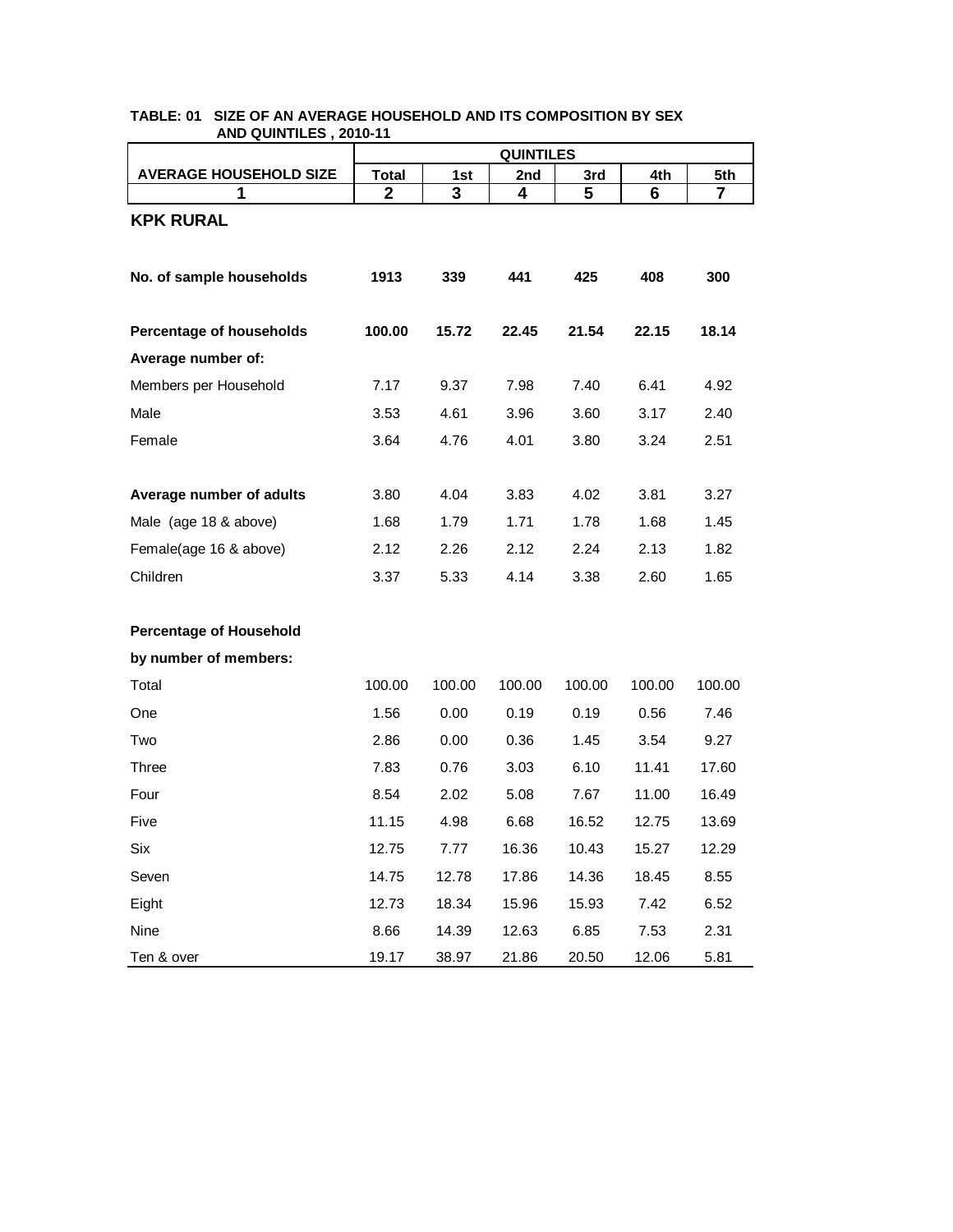**TABLE: 01 SIZE OF AN AVERAGE HOUSEHOLD AND ITS COMPOSITION BY SEX AND QUINTILES , 2010-11**

| AVERAGE HOUSEHOLD SIZE | QUINTILES | | | | | |
|---|---|---|---|---|---|---|
| | Total | 1st | 2nd | 3rd | 4th | 5th |
| 1 | 2 | 3 | 4 | 5 | 6 | 7 |
| **KPK RURAL** | | | | | | |
| **No. of sample households** | **1913** | **339** | **441** | **425** | **408** | **300** |
| **Percentage of households** | **100.00** | **15.72** | **22.45** | **21.54** | **22.15** | **18.14** |
| **Average number of:** | | | | | | |
| Members per Household | 7.17 | 9.37 | 7.98 | 7.40 | 6.41 | 4.92 |
| Male | 3.53 | 4.61 | 3.96 | 3.60 | 3.17 | 2.40 |
| Female | 3.64 | 4.76 | 4.01 | 3.80 | 3.24 | 2.51 |
| **Average number of adults** | 3.80 | 4.04 | 3.83 | 4.02 | 3.81 | 3.27 |
| Male (age 18 & above) | 1.68 | 1.79 | 1.71 | 1.78 | 1.68 | 1.45 |
| Female(age 16 & above) | 2.12 | 2.26 | 2.12 | 2.24 | 2.13 | 1.82 |
| Children | 3.37 | 5.33 | 4.14 | 3.38 | 2.60 | 1.65 |
| **Percentage of Household by number of members:** | | | | | | |
| Total | 100.00 | 100.00 | 100.00 | 100.00 | 100.00 | 100.00 |
| One | 1.56 | 0.00 | 0.19 | 0.19 | 0.56 | 7.46 |
| Two | 2.86 | 0.00 | 0.36 | 1.45 | 3.54 | 9.27 |
| Three | 7.83 | 0.76 | 3.03 | 6.10 | 11.41 | 17.60 |
| Four | 8.54 | 2.02 | 5.08 | 7.67 | 11.00 | 16.49 |
| Five | 11.15 | 4.98 | 6.68 | 16.52 | 12.75 | 13.69 |
| Six | 12.75 | 7.77 | 16.36 | 10.43 | 15.27 | 12.29 |
| Seven | 14.75 | 12.78 | 17.86 | 14.36 | 18.45 | 8.55 |
| Eight | 12.73 | 18.34 | 15.96 | 15.93 | 7.42 | 6.52 |
| Nine | 8.66 | 14.39 | 12.63 | 6.85 | 7.53 | 2.31 |
| Ten & over | 19.17 | 38.97 | 21.86 | 20.50 | 12.06 | 5.81 |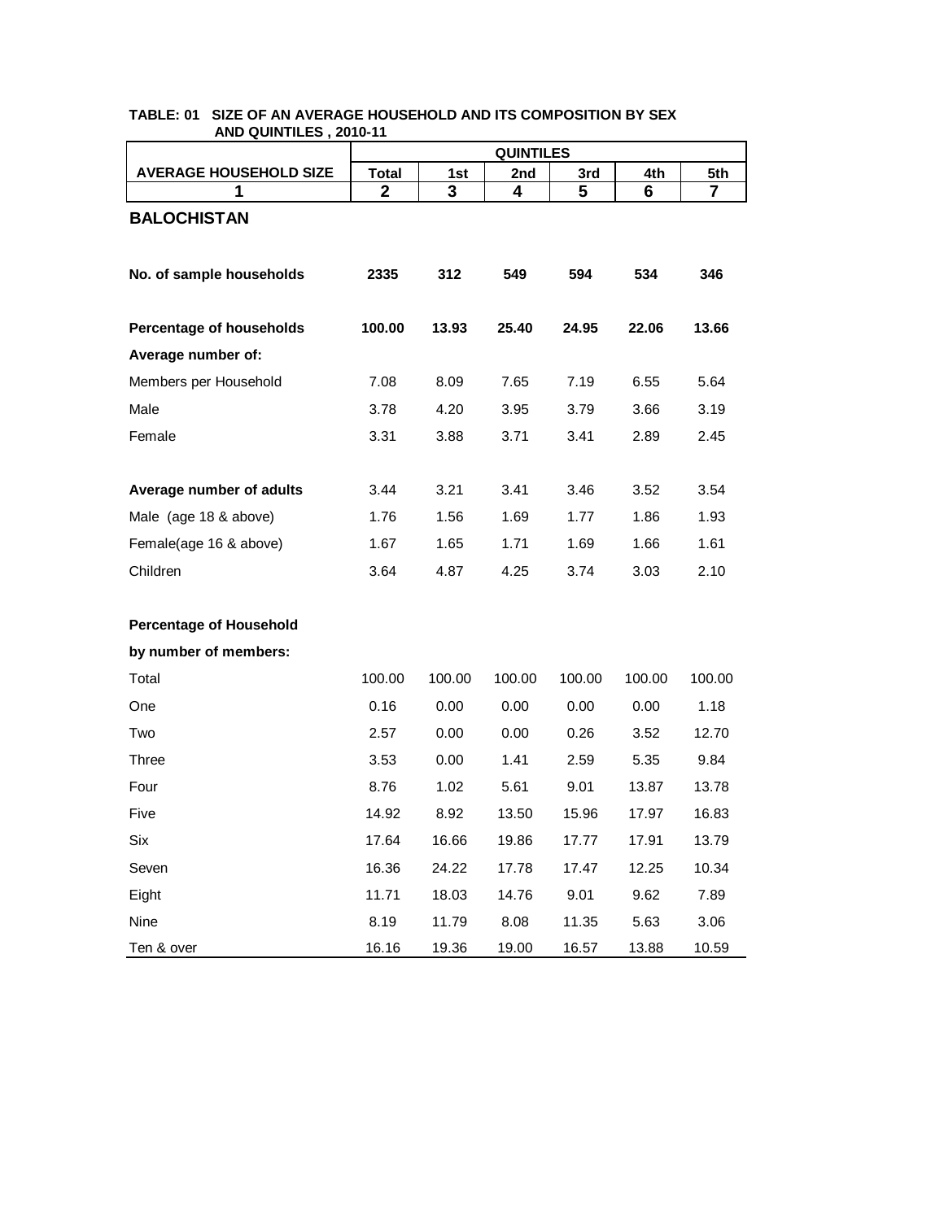**TABLE: 01 SIZE OF AN AVERAGE HOUSEHOLD AND ITS COMPOSITION BY SEX AND QUINTILES , 2010-11**

| AVERAGE HOUSEHOLD SIZE | QUINTILES | | | | | |
|---|---|---|---|---|---|---|
| | Total | 1st | 2nd | 3rd | 4th | 5th |
| 1 | 2 | 3 | 4 | 5 | 6 | 7 |
| **BALOCHISTAN** | | | | | | |
| **No. of sample households** | **2335** | **312** | **549** | **594** | **534** | **346** |
| **Percentage of households** | **100.00** | **13.93** | **25.40** | **24.95** | **22.06** | **13.66** |
| **Average number of:** | | | | | | |
| Members per Household | 7.08 | 8.09 | 7.65 | 7.19 | 6.55 | 5.64 |
| Male | 3.78 | 4.20 | 3.95 | 3.79 | 3.66 | 3.19 |
| Female | 3.31 | 3.88 | 3.71 | 3.41 | 2.89 | 2.45 |
| **Average number of adults** | 3.44 | 3.21 | 3.41 | 3.46 | 3.52 | 3.54 |
| Male (age 18 & above) | 1.76 | 1.56 | 1.69 | 1.77 | 1.86 | 1.93 |
| Female(age 16 & above) | 1.67 | 1.65 | 1.71 | 1.69 | 1.66 | 1.61 |
| Children | 3.64 | 4.87 | 4.25 | 3.74 | 3.03 | 2.10 |
| **Percentage of Household by number of members:** | | | | | | |
| Total | 100.00 | 100.00 | 100.00 | 100.00 | 100.00 | 100.00 |
| One | 0.16 | 0.00 | 0.00 | 0.00 | 0.00 | 1.18 |
| Two | 2.57 | 0.00 | 0.00 | 0.26 | 3.52 | 12.70 |
| Three | 3.53 | 0.00 | 1.41 | 2.59 | 5.35 | 9.84 |
| Four | 8.76 | 1.02 | 5.61 | 9.01 | 13.87 | 13.78 |
| Five | 14.92 | 8.92 | 13.50 | 15.96 | 17.97 | 16.83 |
| Six | 17.64 | 16.66 | 19.86 | 17.77 | 17.91 | 13.79 |
| Seven | 16.36 | 24.22 | 17.78 | 17.47 | 12.25 | 10.34 |
| Eight | 11.71 | 18.03 | 14.76 | 9.01 | 9.62 | 7.89 |
| Nine | 8.19 | 11.79 | 8.08 | 11.35 | 5.63 | 3.06 |
| Ten & over | 16.16 | 19.36 | 19.00 | 16.57 | 13.88 | 10.59 |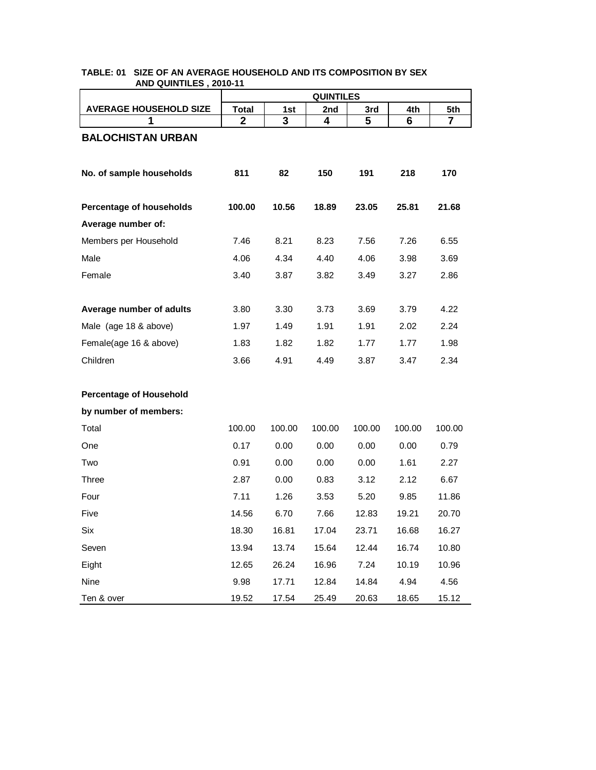**TABLE: 01 SIZE OF AN AVERAGE HOUSEHOLD AND ITS COMPOSITION BY SEX AND QUINTILES , 2010-11**

| AVERAGE HOUSEHOLD SIZE | QUINTILES | | | | | |
|---|---|---|---|---|---|---|
| | Total | 1st | 2nd | 3rd | 4th | 5th |
| 1 | 2 | 3 | 4 | 5 | 6 | 7 |
| **BALOCHISTAN URBAN** | | | | | | |
| **No. of sample households** | **811** | **82** | **150** | **191** | **218** | **170** |
| **Percentage of households** | **100.00** | **10.56** | **18.89** | **23.05** | **25.81** | **21.68** |
| **Average number of:** | | | | | | |
| Members per Household | 7.46 | 8.21 | 8.23 | 7.56 | 7.26 | 6.55 |
| Male | 4.06 | 4.34 | 4.40 | 4.06 | 3.98 | 3.69 |
| Female | 3.40 | 3.87 | 3.82 | 3.49 | 3.27 | 2.86 |
| **Average number of adults** | 3.80 | 3.30 | 3.73 | 3.69 | 3.79 | 4.22 |
| Male (age 18 & above) | 1.97 | 1.49 | 1.91 | 1.91 | 2.02 | 2.24 |
| Female(age 16 & above) | 1.83 | 1.82 | 1.82 | 1.77 | 1.77 | 1.98 |
| Children | 3.66 | 4.91 | 4.49 | 3.87 | 3.47 | 2.34 |
| **Percentage of Household** | | | | | | |
| **by number of members:** | | | | | | |
| Total | 100.00 | 100.00 | 100.00 | 100.00 | 100.00 | 100.00 |
| One | 0.17 | 0.00 | 0.00 | 0.00 | 0.00 | 0.79 |
| Two | 0.91 | 0.00 | 0.00 | 0.00 | 1.61 | 2.27 |
| Three | 2.87 | 0.00 | 0.83 | 3.12 | 2.12 | 6.67 |
| Four | 7.11 | 1.26 | 3.53 | 5.20 | 9.85 | 11.86 |
| Five | 14.56 | 6.70 | 7.66 | 12.83 | 19.21 | 20.70 |
| Six | 18.30 | 16.81 | 17.04 | 23.71 | 16.68 | 16.27 |
| Seven | 13.94 | 13.74 | 15.64 | 12.44 | 16.74 | 10.80 |
| Eight | 12.65 | 26.24 | 16.96 | 7.24 | 10.19 | 10.96 |
| Nine | 9.98 | 17.71 | 12.84 | 14.84 | 4.94 | 4.56 |
| Ten & over | 19.52 | 17.54 | 25.49 | 20.63 | 18.65 | 15.12 |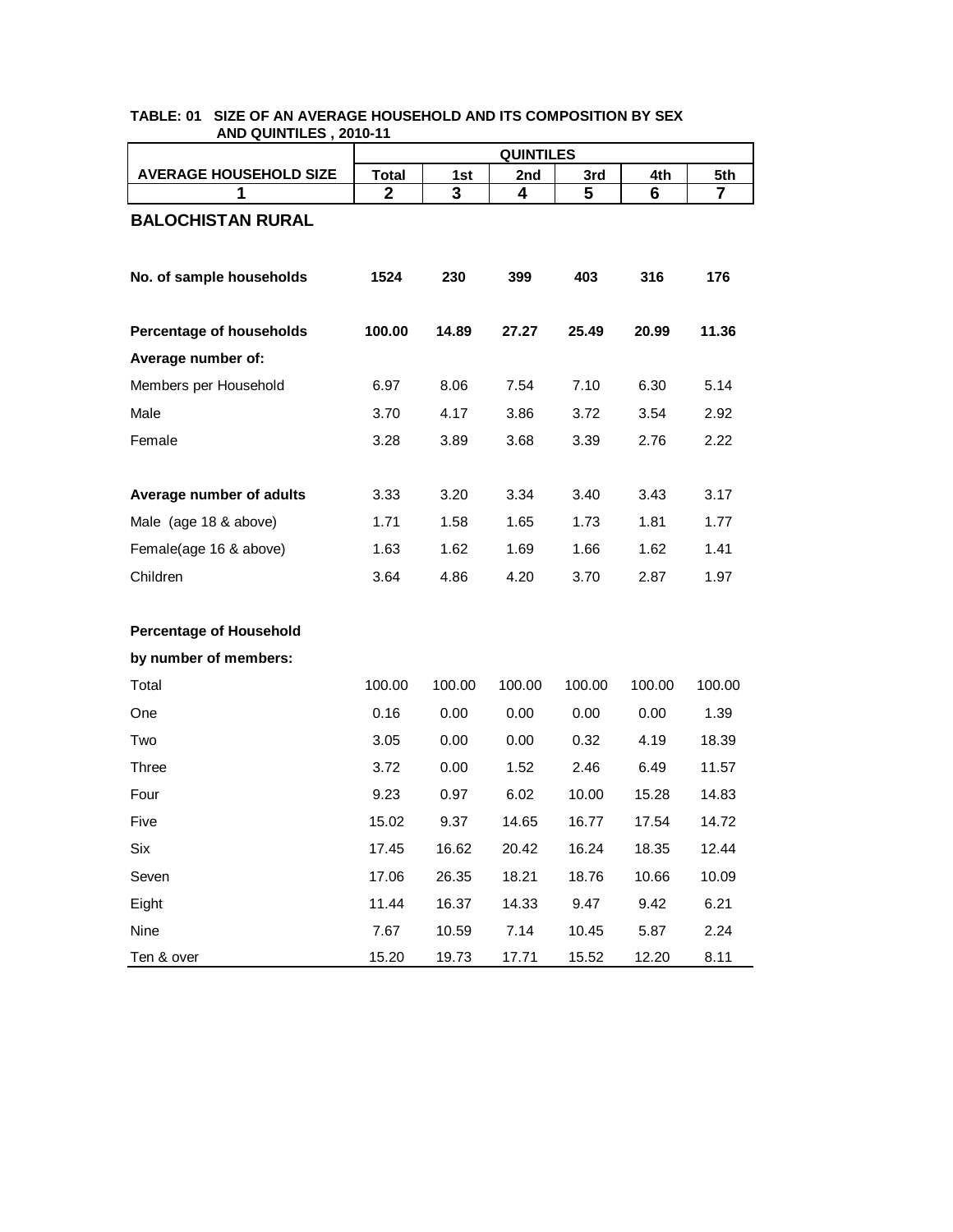**TABLE: 01 SIZE OF AN AVERAGE HOUSEHOLD AND ITS COMPOSITION BY SEX AND QUINTILES , 2010-11**

| AVERAGE HOUSEHOLD SIZE | QUINTILES | | | | | |
|---|---|---|---|---|---|---|
| | Total | 1st | 2nd | 3rd | 4th | 5th |
| 1 | 2 | 3 | 4 | 5 | 6 | 7 |
| **BALOCHISTAN RURAL** | | | | | | |
| **No. of sample households** | **1524** | **230** | **399** | **403** | **316** | **176** |
| **Percentage of households** | **100.00** | **14.89** | **27.27** | **25.49** | **20.99** | **11.36** |
| **Average number of:** | | | | | | |
| Members per Household | 6.97 | 8.06 | 7.54 | 7.10 | 6.30 | 5.14 |
| Male | 3.70 | 4.17 | 3.86 | 3.72 | 3.54 | 2.92 |
| Female | 3.28 | 3.89 | 3.68 | 3.39 | 2.76 | 2.22 |
| **Average number of adults** | 3.33 | 3.20 | 3.34 | 3.40 | 3.43 | 3.17 |
| Male (age 18 & above) | 1.71 | 1.58 | 1.65 | 1.73 | 1.81 | 1.77 |
| Female(age 16 & above) | 1.63 | 1.62 | 1.69 | 1.66 | 1.62 | 1.41 |
| Children | 3.64 | 4.86 | 4.20 | 3.70 | 2.87 | 1.97 |
| **Percentage of Household** | | | | | | |
| **by number of members:** | | | | | | |
| Total | 100.00 | 100.00 | 100.00 | 100.00 | 100.00 | 100.00 |
| One | 0.16 | 0.00 | 0.00 | 0.00 | 0.00 | 1.39 |
| Two | 3.05 | 0.00 | 0.00 | 0.32 | 4.19 | 18.39 |
| Three | 3.72 | 0.00 | 1.52 | 2.46 | 6.49 | 11.57 |
| Four | 9.23 | 0.97 | 6.02 | 10.00 | 15.28 | 14.83 |
| Five | 15.02 | 9.37 | 14.65 | 16.77 | 17.54 | 14.72 |
| Six | 17.45 | 16.62 | 20.42 | 16.24 | 18.35 | 12.44 |
| Seven | 17.06 | 26.35 | 18.21 | 18.76 | 10.66 | 10.09 |
| Eight | 11.44 | 16.37 | 14.33 | 9.47 | 9.42 | 6.21 |
| Nine | 7.67 | 10.59 | 7.14 | 10.45 | 5.87 | 2.24 |
| Ten & over | 15.20 | 19.73 | 17.71 | 15.52 | 12.20 | 8.11 |